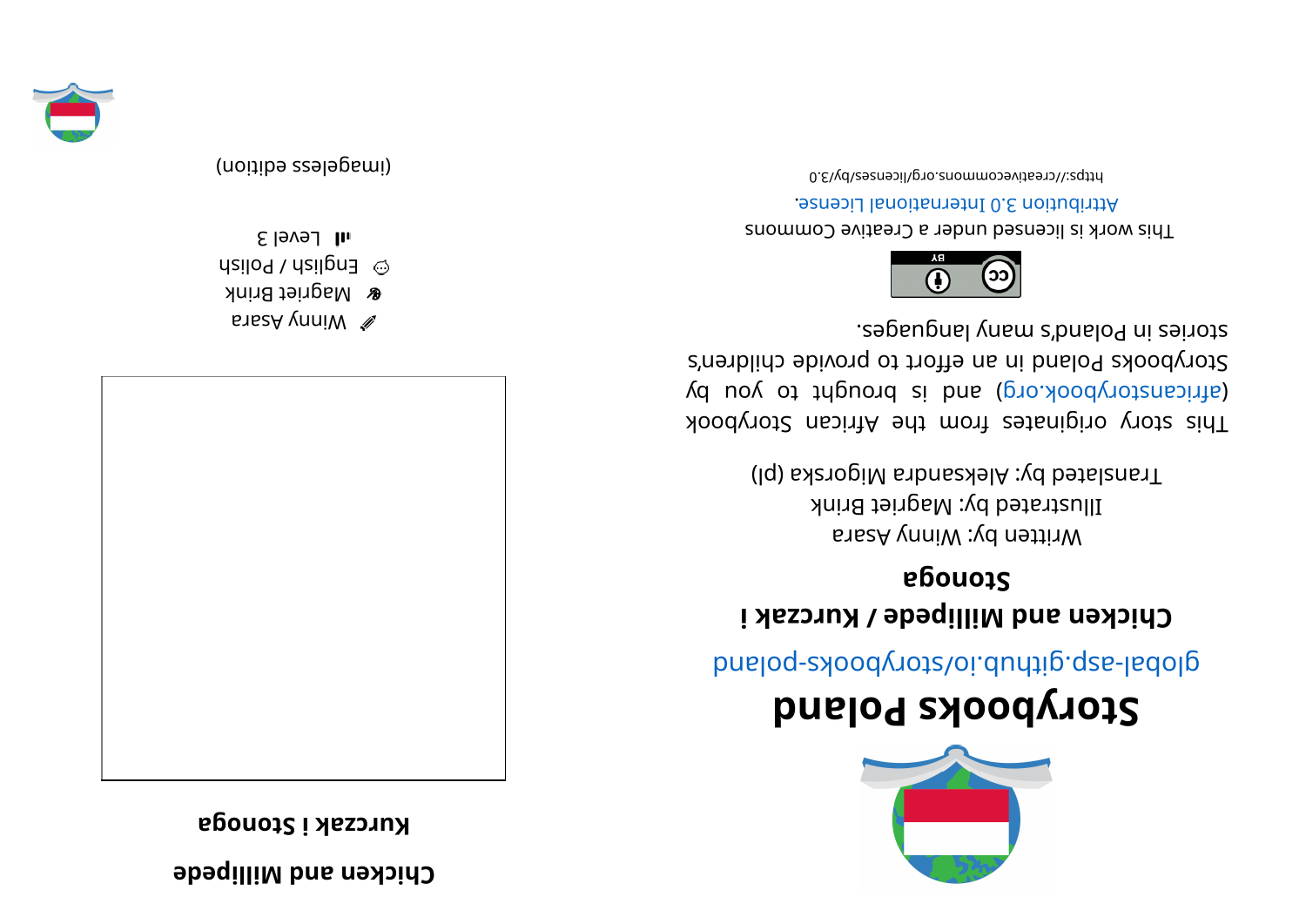# Storybooks Poland

global-asp.github.io/storybooks-poland

## Chicken and Millipede / Kurczak i Stonoga

Written by: Winny Asara

Illustrated by: Magriet Brink

Translated by: Aleksandra Migorska (pl)

This story originates from the African Storybook (africanstorybook.org) and is brought to you by Storybooks Poland in an effort to provide children's stories in Poland's many languages.

This work is licensed under a Creative Commons Attribution 3.0 International License.

https://creativecommons.org/licenses/by/3.0

## Chicken and Millipede

## Kurczak i Stonoga

Winny Asara

Magriet Brink

English / Polish

Level 3

(imageless edition)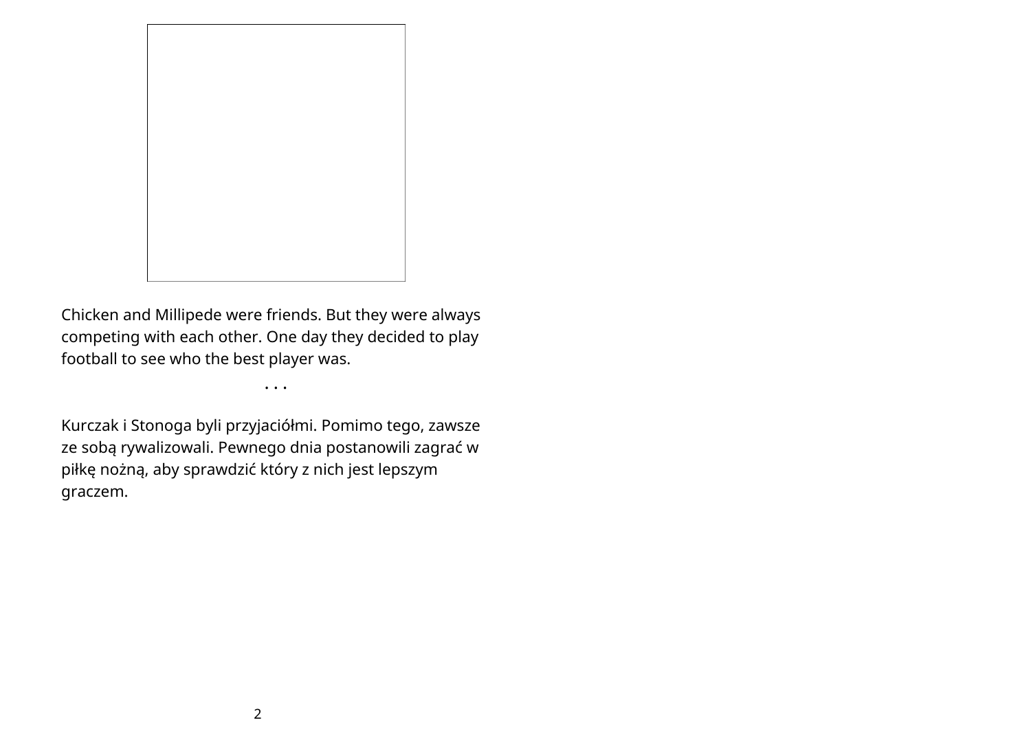Chicken and Millipede were friends. But they were always competing with each other. One day they decided to play football to see who the best player was.

. . .

Kurczak i Stonoga byli przyjaciółmi. Pomimo tego, zawsze ze sobą rywalizowali. Pewnego dnia postanowili zagrać w piłkę nożną, aby sprawdzić który z nich jest lepszym graczem.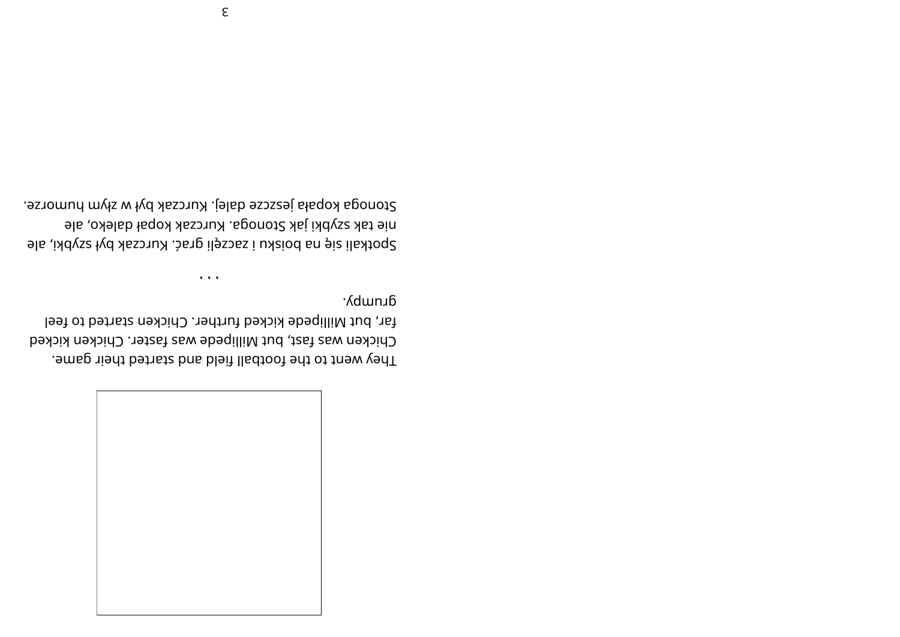They went to the football field and started their game. Chicken was fast, but Millipede was faster. Chicken kicked far, but Millipede kicked further. Chicken started to feel grumpy.

. . .

Spotkali się na boisku i zaczęli grać. Kurczak był szybki, ale nie tak szybki jak Stonoga. Kurczak kopał daleko, ale Stonoga kopała jeszcze dalej. Kurczak był w złym humorze.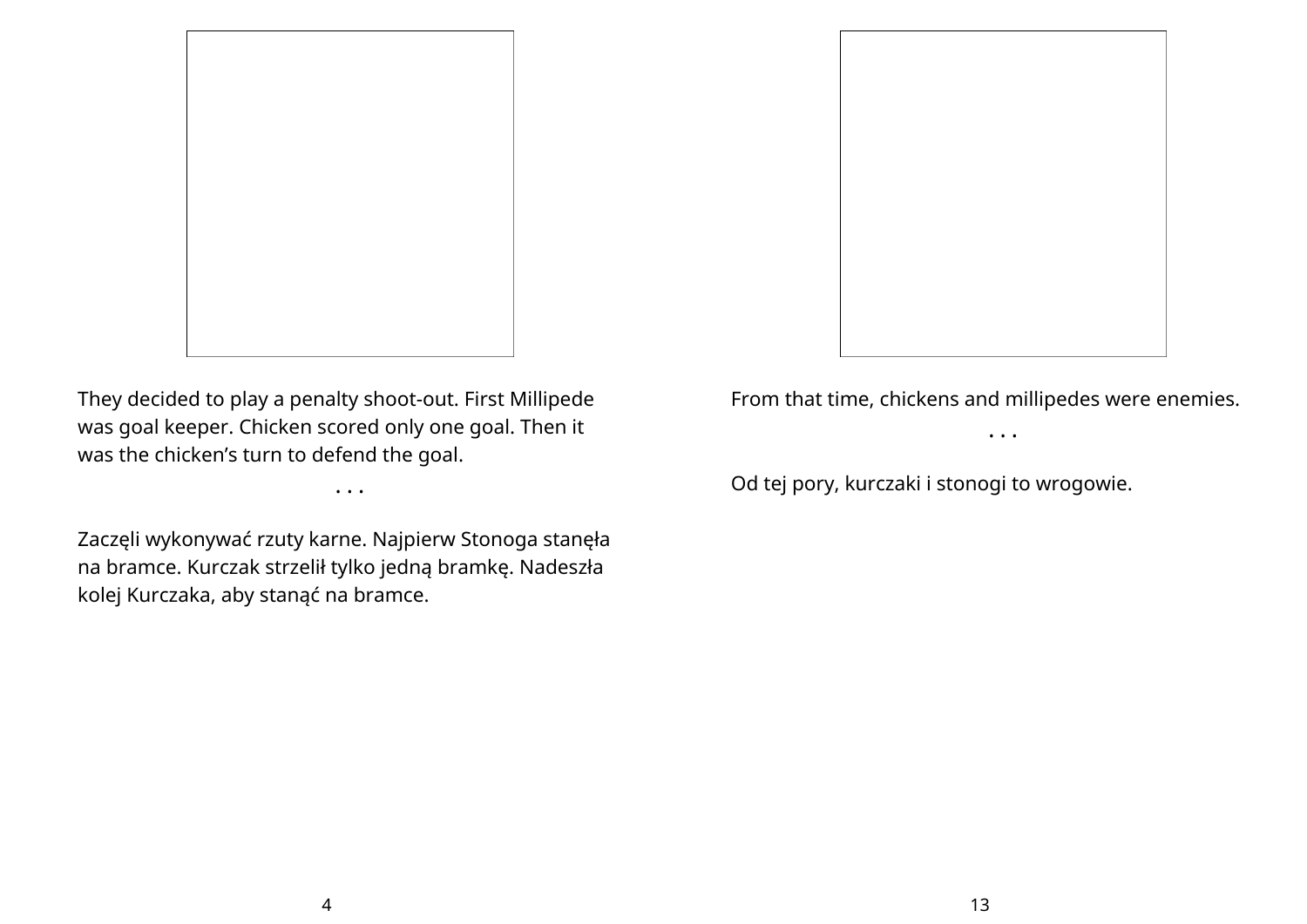They decided to play a penalty shoot-out. First Millipede was goal keeper. Chicken scored only one goal. Then it was the chicken’s turn to defend the goal.

. . .

Zaczęli wykonywać rzuty karne. Najpierw Stonoga stanęła na bramce. Kurczak strzelił tylko jedną bramkę. Nadeszła kolej Kurczaka, aby stanąć na bramce.

From that time, chickens and millipedes were enemies.

. . .

Od tej pory, kurczaki i stonogi to wrogowie.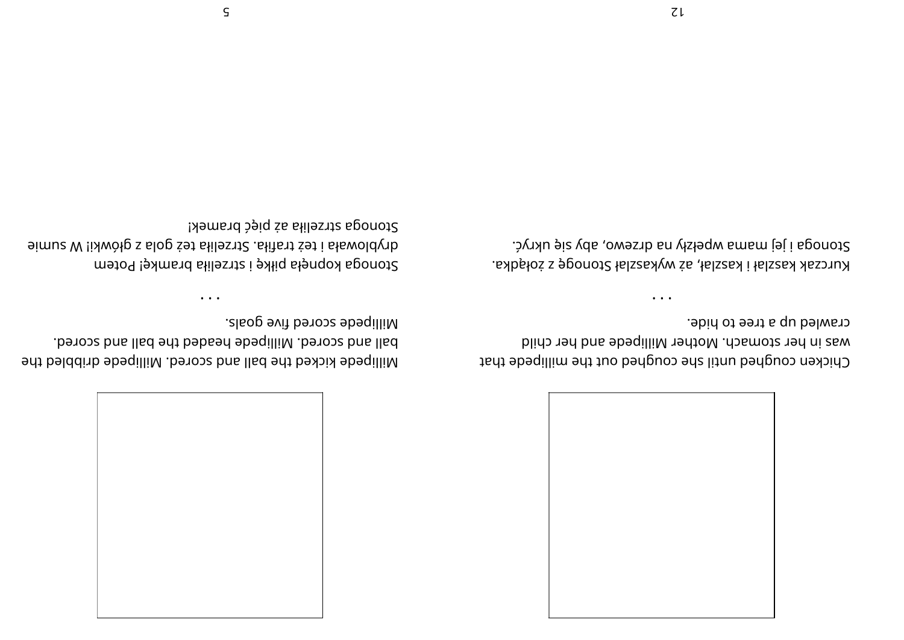Chicken coughed until she coughed out the millipede that was in her stomach. Mother Millipede and her child crawled up a tree to hide.

. . .

Kurczak kaszlał i kaszlał, aż wykaszlał Stonogę z żołądka. Stonoga i jej mama wpełzły na drzewo, aby się ukryć.

Millipede kicked the ball and scored. Millipede dribbled the ball and scored. Millipede headed the ball and scored. Millipede scored five goals.

. . .

Stonoga kopnęła piłkę i strzeliła bramkę! Potem dryblowała i też trafiła. Strzeliła też gola z główki! W sumie Stonoga strzeliła aż pięć bramek!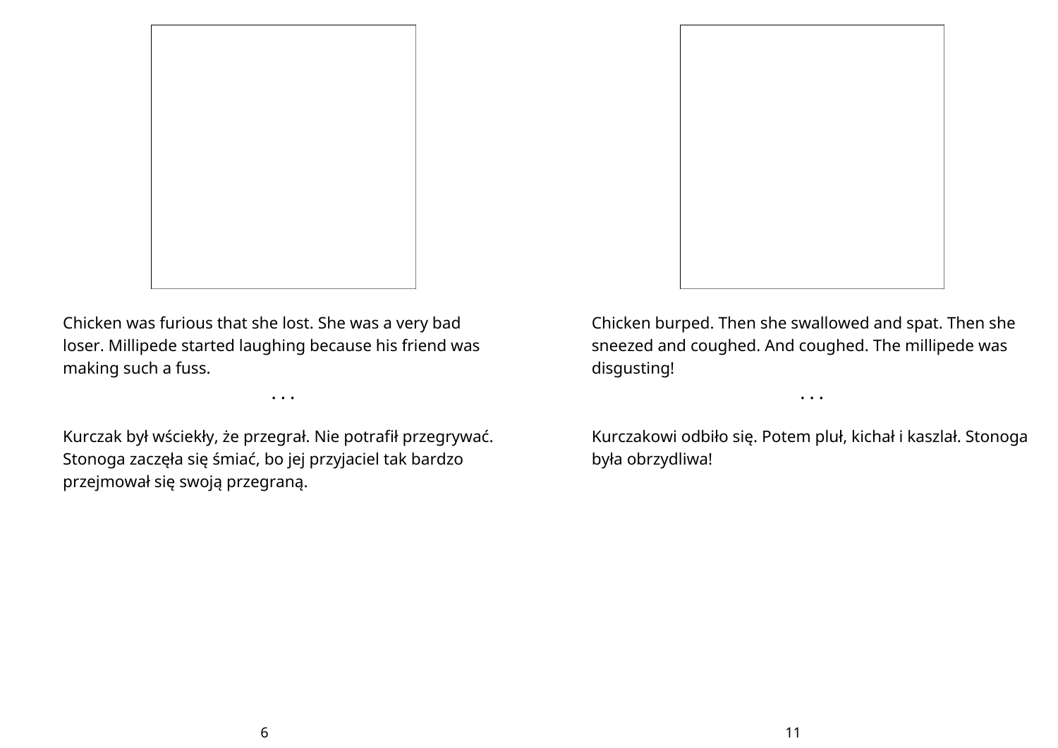Chicken was furious that she lost. She was a very bad loser. Millipede started laughing because his friend was making such a fuss.

. . .

Kurczak był wściekły, że przegrał. Nie potrafił przegrywać. Stonoga zaczęła się śmiać, bo jej przyjaciel tak bardzo przejmował się swoją przegraną.

Chicken burped. Then she swallowed and spat. Then she sneezed and coughed. And coughed. The millipede was disgusting!

. . .

Kurczakowi odbiło się. Potem pluł, kichał i kaszlał. Stonoga była obrzydliwa!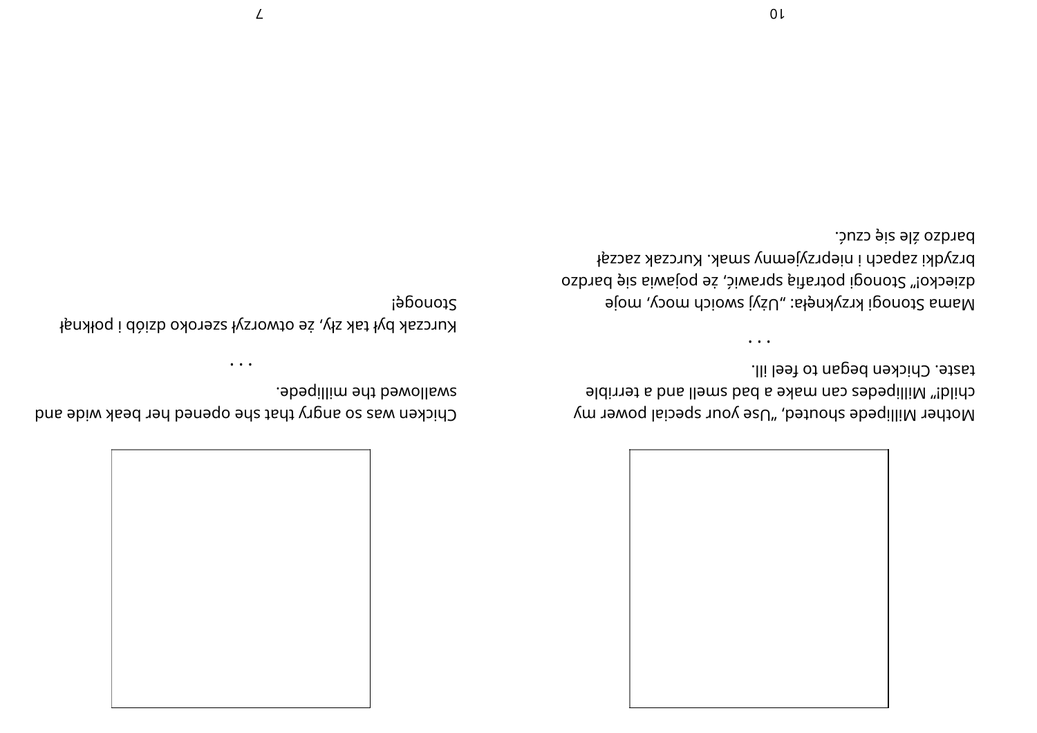Mother Millipede shouted, "Use your special power my child!" Millipedes can make a bad smell and a terrible taste. Chicken began to feel ill.

. . .

Mama Stonogi krzyknęła: „Użyj swoich mocy, moje dziecko!" Stonogi potrafią sprawić, że pojawia się bardzo brzydki zapach i nieprzyjemny smak. Kurczak zaczął bardzo źle się czuć.

Chicken was so angry that she opened her beak wide and swallowed the millipede.

. . .

Kurczak był tak zły, że otworzył szeroko dziób i połknął Stonogę!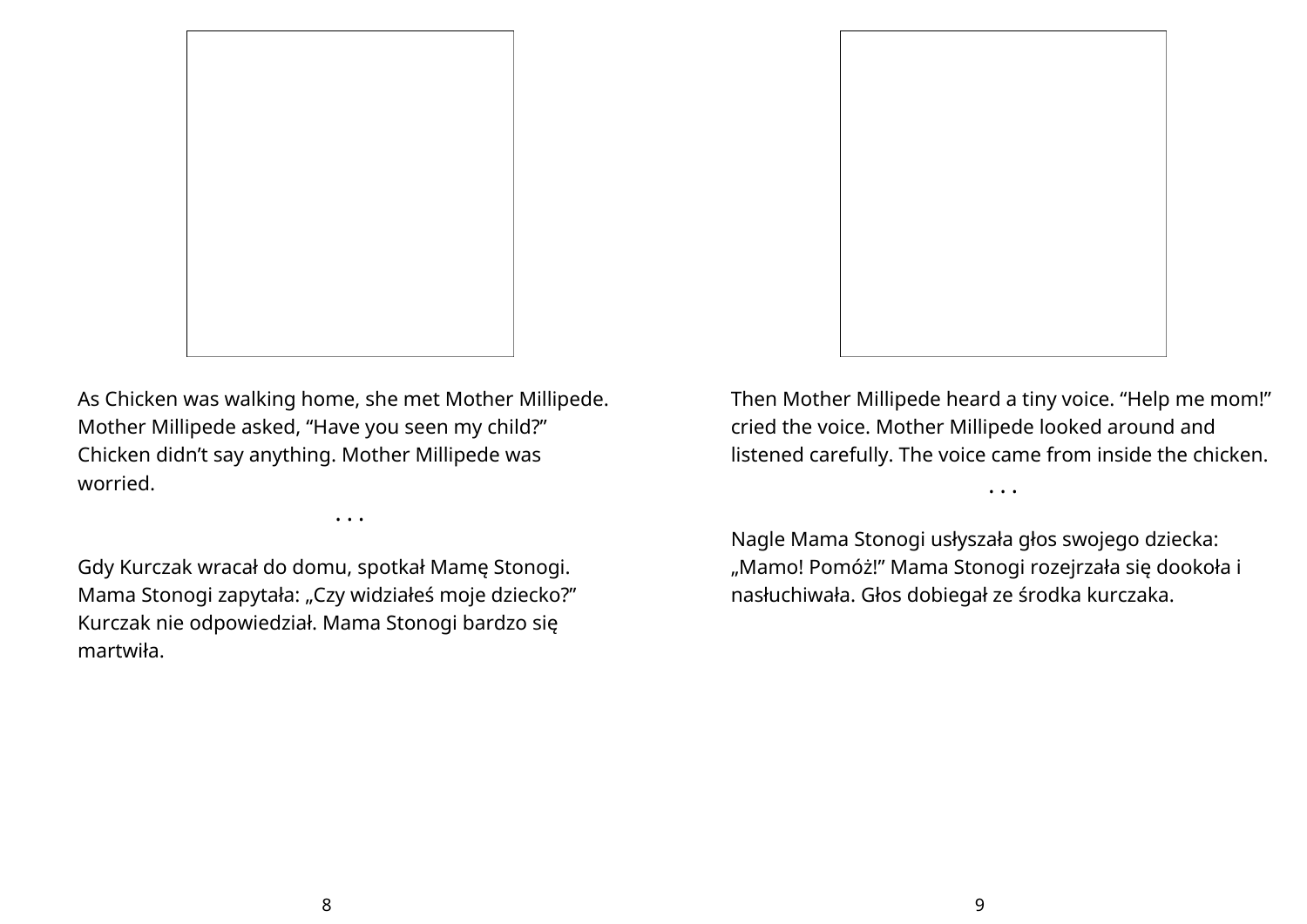As Chicken was walking home, she met Mother Millipede. Mother Millipede asked, “Have you seen my child?” Chicken didn’t say anything. Mother Millipede was worried.

. . .

Gdy Kurczak wracał do domu, spotkał Mamę Stonogi. Mama Stonogi zapytała: „Czy widziałeś moje dziecko?” Kurczak nie odpowiedział. Mama Stonogi bardzo się martwiła.

Then Mother Millipede heard a tiny voice. “Help me mom!” cried the voice. Mother Millipede looked around and listened carefully. The voice came from inside the chicken.

. . .

Nagle Mama Stonogi usłyszała głos swojego dziecka: „Mamo! Pomóż!” Mama Stonogi rozejrzała się dookoła i nasłuchiwała. Głos dobiegał ze środka kurczaka.